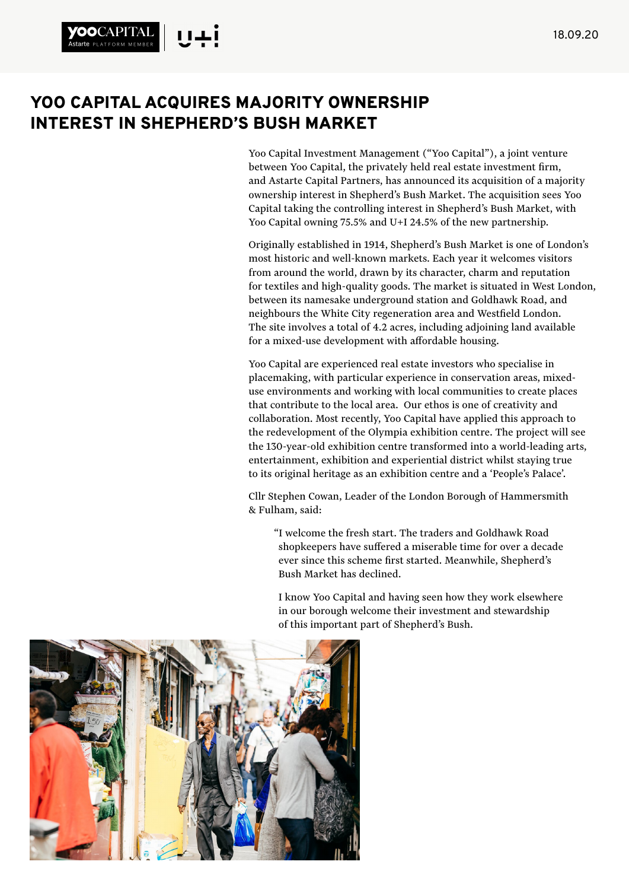# YOO CAPITAL ACQUIRES MAJORITY OWNERSHIP INTEREST IN SHEPHERD'S BUSH MARKET

18.09.20

Yoo Capital Investment Management ("Yoo Capital"), a joint venture between Yoo Capital, the privately held real estate investment firm, and Astarte Capital Partners, has announced its acquisition of a majority ownership interest in Shepherd's Bush Market. The acquisition sees Yoo Capital taking the controlling interest in Shepherd's Bush Market, with Yoo Capital owning 75.5% and U+I 24.5% of the new partnership.

Originally established in 1914, Shepherd's Bush Market is one of London's most historic and well-known markets. Each year it welcomes visitors from around the world, drawn by its character, charm and reputation for textiles and high-quality goods. The market is situated in West London, between its namesake underground station and Goldhawk Road, and neighbours the White City regeneration area and Westfield London. The site involves a total of 4.2 acres, including adjoining land available for a mixed-use development with affordable housing.

Yoo Capital are experienced real estate investors who specialise in placemaking, with particular experience in conservation areas, mixed-use environments and working with local communities to create places that contribute to the local area. Our ethos is one of creativity and collaboration. Most recently, Yoo Capital have applied this approach to the redevelopment of the Olympia exhibition centre. The project will see the 130-year-old exhibition centre transformed into a world-leading arts, entertainment, exhibition and experiential district whilst staying true to its original heritage as an exhibition centre and a 'People's Palace'.

Cllr Stephen Cowan, Leader of the London Borough of Hammersmith & Fulham, said:

> "I welcome the fresh start. The traders and Goldhawk Road shopkeepers have suffered a miserable time for over a decade ever since this scheme first started. Meanwhile, Shepherd's Bush Market has declined.
>
> I know Yoo Capital and having seen how they work elsewhere in our borough welcome their investment and stewardship of this important part of Shepherd's Bush.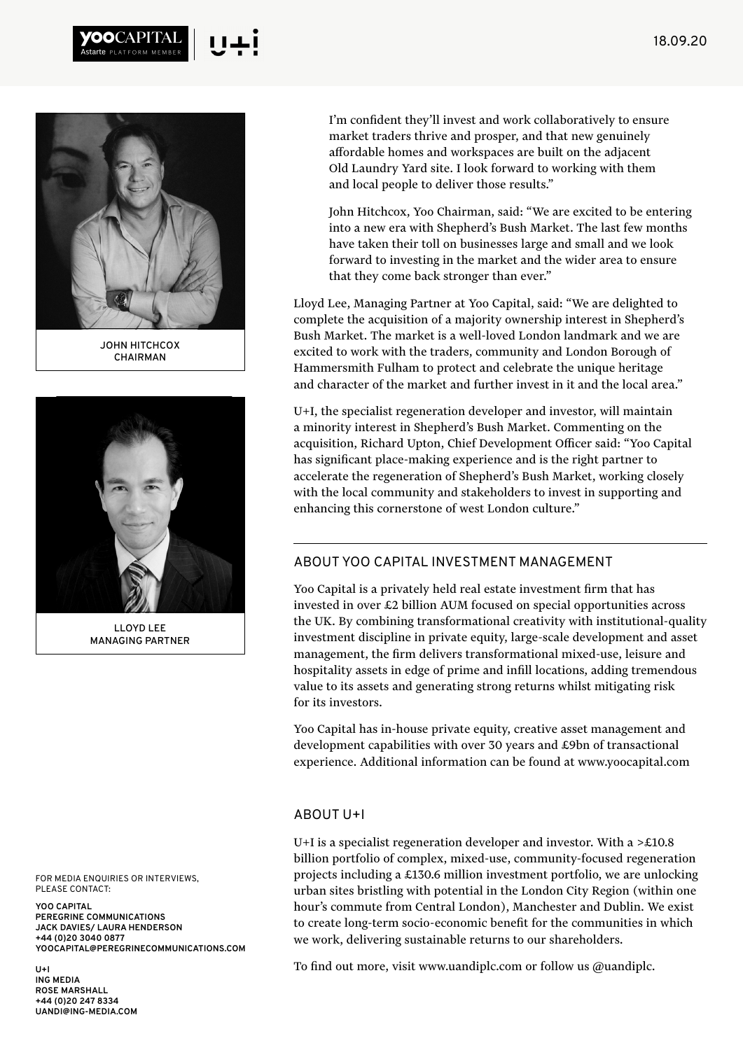I'm confident they'll invest and work collaboratively to ensure market traders thrive and prosper, and that new genuinely affordable homes and workspaces are built on the adjacent Old Laundry Yard site. I look forward to working with them and local people to deliver those results."

John Hitchcox, Yoo Chairman, said: "We are excited to be entering into a new era with Shepherd's Bush Market. The last few months have taken their toll on businesses large and small and we look forward to investing in the market and the wider area to ensure that they come back stronger than ever."

Lloyd Lee, Managing Partner at Yoo Capital, said: "We are delighted to complete the acquisition of a majority ownership interest in Shepherd's Bush Market. The market is a well-loved London landmark and we are excited to work with the traders, community and London Borough of Hammersmith Fulham to protect and celebrate the unique heritage and character of the market and further invest in it and the local area."

U+I, the specialist regeneration developer and investor, will maintain a minority interest in Shepherd's Bush Market. Commenting on the acquisition, Richard Upton, Chief Development Officer said: "Yoo Capital has significant place-making experience and is the right partner to accelerate the regeneration of Shepherd's Bush Market, working closely with the local community and stakeholders to invest in supporting and enhancing this cornerstone of west London culture."

JOHN HITCHCOX
CHAIRMAN

LLOYD LEE
MANAGING PARTNER

## ABOUT YOO CAPITAL INVESTMENT MANAGEMENT

Yoo Capital is a privately held real estate investment firm that has invested in over £2 billion AUM focused on special opportunities across the UK. By combining transformational creativity with institutional-quality investment discipline in private equity, large-scale development and asset management, the firm delivers transformational mixed-use, leisure and hospitality assets in edge of prime and infill locations, adding tremendous value to its assets and generating strong returns whilst mitigating risk for its investors.

Yoo Capital has in-house private equity, creative asset management and development capabilities with over 30 years and £9bn of transactional experience. Additional information can be found at www.yoocapital.com

## ABOUT U+I

U+I is a specialist regeneration developer and investor. With a >£10.8 billion portfolio of complex, mixed-use, community-focused regeneration projects including a £130.6 million investment portfolio, we are unlocking urban sites bristling with potential in the London City Region (within one hour's commute from Central London), Manchester and Dublin. We exist to create long-term socio-economic benefit for the communities in which we work, delivering sustainable returns to our shareholders.

To find out more, visit www.uandiplc.com or follow us @uandiplc.

FOR MEDIA ENQUIRIES OR INTERVIEWS, PLEASE CONTACT:

**YOO CAPITAL**
**PEREGRINE COMMUNICATIONS**
**JACK DAVIES/ LAURA HENDERSON**
**+44 (0)20 3040 0877**
**YOOCAPITAL@PEREGRINECOMMUNICATIONS.COM**

**U+I**
**ING MEDIA**
**ROSE MARSHALL**
**+44 (0)20 247 8334**
**UANDI@ING-MEDIA.COM**